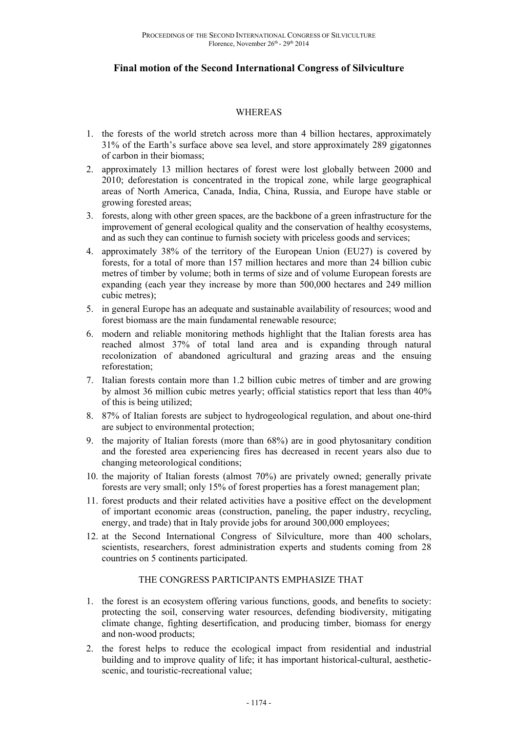# Final motion of the Second International Congress of Silviculture

WHEREAS

1. the forests of the world stretch across more than 4 billion hectares, approximately 31% of the Earth's surface above sea level, and store approximately 289 gigatonnes of carbon in their biomass;
2. approximately 13 million hectares of forest were lost globally between 2000 and 2010; deforestation is concentrated in the tropical zone, while large geographical areas of North America, Canada, India, China, Russia, and Europe have stable or growing forested areas;
3. forests, along with other green spaces, are the backbone of a green infrastructure for the improvement of general ecological quality and the conservation of healthy ecosystems, and as such they can continue to furnish society with priceless goods and services;
4. approximately 38% of the territory of the European Union (EU27) is covered by forests, for a total of more than 157 million hectares and more than 24 billion cubic metres of timber by volume; both in terms of size and of volume European forests are expanding (each year they increase by more than 500,000 hectares and 249 million cubic metres);
5. in general Europe has an adequate and sustainable availability of resources; wood and forest biomass are the main fundamental renewable resource;
6. modern and reliable monitoring methods highlight that the Italian forests area has reached almost 37% of total land area and is expanding through natural recolonization of abandoned agricultural and grazing areas and the ensuing reforestation;
7. Italian forests contain more than 1.2 billion cubic metres of timber and are growing by almost 36 million cubic metres yearly; official statistics report that less than 40% of this is being utilized;
8. 87% of Italian forests are subject to hydrogeological regulation, and about one-third are subject to environmental protection;
9. the majority of Italian forests (more than 68%) are in good phytosanitary condition and the forested area experiencing fires has decreased in recent years also due to changing meteorological conditions;
10. the majority of Italian forests (almost 70%) are privately owned; generally private forests are very small; only 15% of forest properties has a forest management plan;
11. forest products and their related activities have a positive effect on the development of important economic areas (construction, paneling, the paper industry, recycling, energy, and trade) that in Italy provide jobs for around 300,000 employees;
12. at the Second International Congress of Silviculture, more than 400 scholars, scientists, researchers, forest administration experts and students coming from 28 countries on 5 continents participated.

THE CONGRESS PARTICIPANTS EMPHASIZE THAT

1. the forest is an ecosystem offering various functions, goods, and benefits to society: protecting the soil, conserving water resources, defending biodiversity, mitigating climate change, fighting desertification, and producing timber, biomass for energy and non-wood products;
2. the forest helps to reduce the ecological impact from residential and industrial building and to improve quality of life; it has important historical-cultural, aesthetic-scenic, and touristic-recreational value;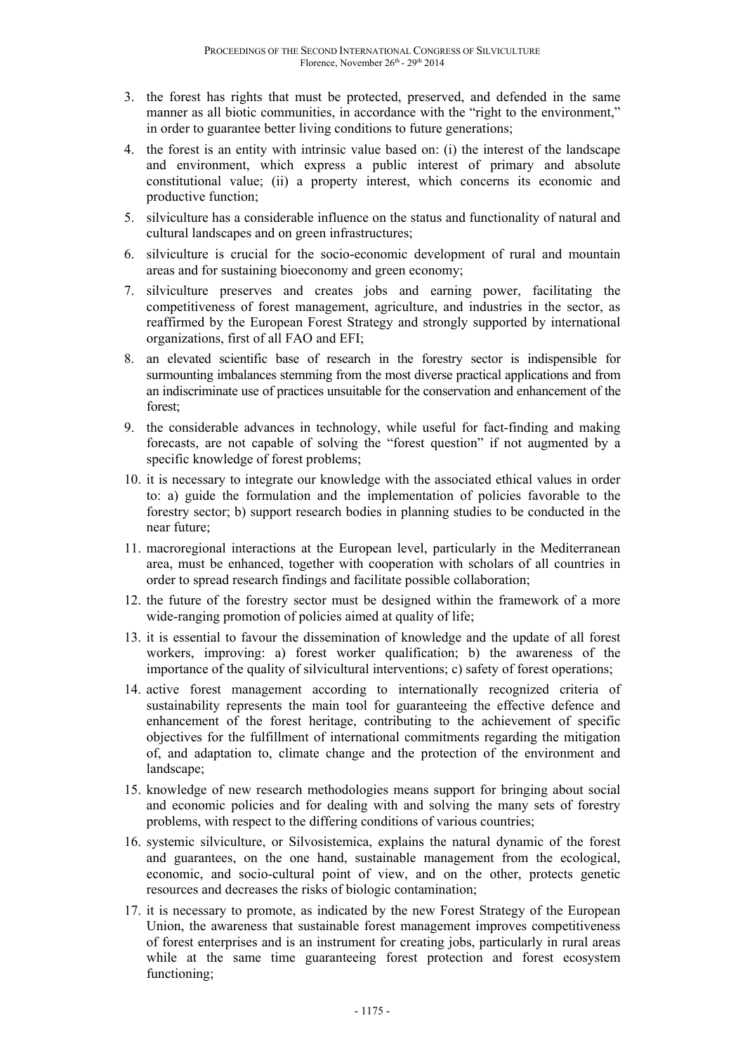3. the forest has rights that must be protected, preserved, and defended in the same manner as all biotic communities, in accordance with the "right to the environment," in order to guarantee better living conditions to future generations;
4. the forest is an entity with intrinsic value based on: (i) the interest of the landscape and environment, which express a public interest of primary and absolute constitutional value; (ii) a property interest, which concerns its economic and productive function;
5. silviculture has a considerable influence on the status and functionality of natural and cultural landscapes and on green infrastructures;
6. silviculture is crucial for the socio-economic development of rural and mountain areas and for sustaining bioeconomy and green economy;
7. silviculture preserves and creates jobs and earning power, facilitating the competitiveness of forest management, agriculture, and industries in the sector, as reaffirmed by the European Forest Strategy and strongly supported by international organizations, first of all FAO and EFI;
8. an elevated scientific base of research in the forestry sector is indispensible for surmounting imbalances stemming from the most diverse practical applications and from an indiscriminate use of practices unsuitable for the conservation and enhancement of the forest;
9. the considerable advances in technology, while useful for fact-finding and making forecasts, are not capable of solving the "forest question" if not augmented by a specific knowledge of forest problems;
10. it is necessary to integrate our knowledge with the associated ethical values in order to: a) guide the formulation and the implementation of policies favorable to the forestry sector; b) support research bodies in planning studies to be conducted in the near future;
11. macroregional interactions at the European level, particularly in the Mediterranean area, must be enhanced, together with cooperation with scholars of all countries in order to spread research findings and facilitate possible collaboration;
12. the future of the forestry sector must be designed within the framework of a more wide-ranging promotion of policies aimed at quality of life;
13. it is essential to favour the dissemination of knowledge and the update of all forest workers, improving: a) forest worker qualification; b) the awareness of the importance of the quality of silvicultural interventions; c) safety of forest operations;
14. active forest management according to internationally recognized criteria of sustainability represents the main tool for guaranteeing the effective defence and enhancement of the forest heritage, contributing to the achievement of specific objectives for the fulfillment of international commitments regarding the mitigation of, and adaptation to, climate change and the protection of the environment and landscape;
15. knowledge of new research methodologies means support for bringing about social and economic policies and for dealing with and solving the many sets of forestry problems, with respect to the differing conditions of various countries;
16. systemic silviculture, or Silvosistemica, explains the natural dynamic of the forest and guarantees, on the one hand, sustainable management from the ecological, economic, and socio-cultural point of view, and on the other, protects genetic resources and decreases the risks of biologic contamination;
17. it is necessary to promote, as indicated by the new Forest Strategy of the European Union, the awareness that sustainable forest management improves competitiveness of forest enterprises and is an instrument for creating jobs, particularly in rural areas while at the same time guaranteeing forest protection and forest ecosystem functioning;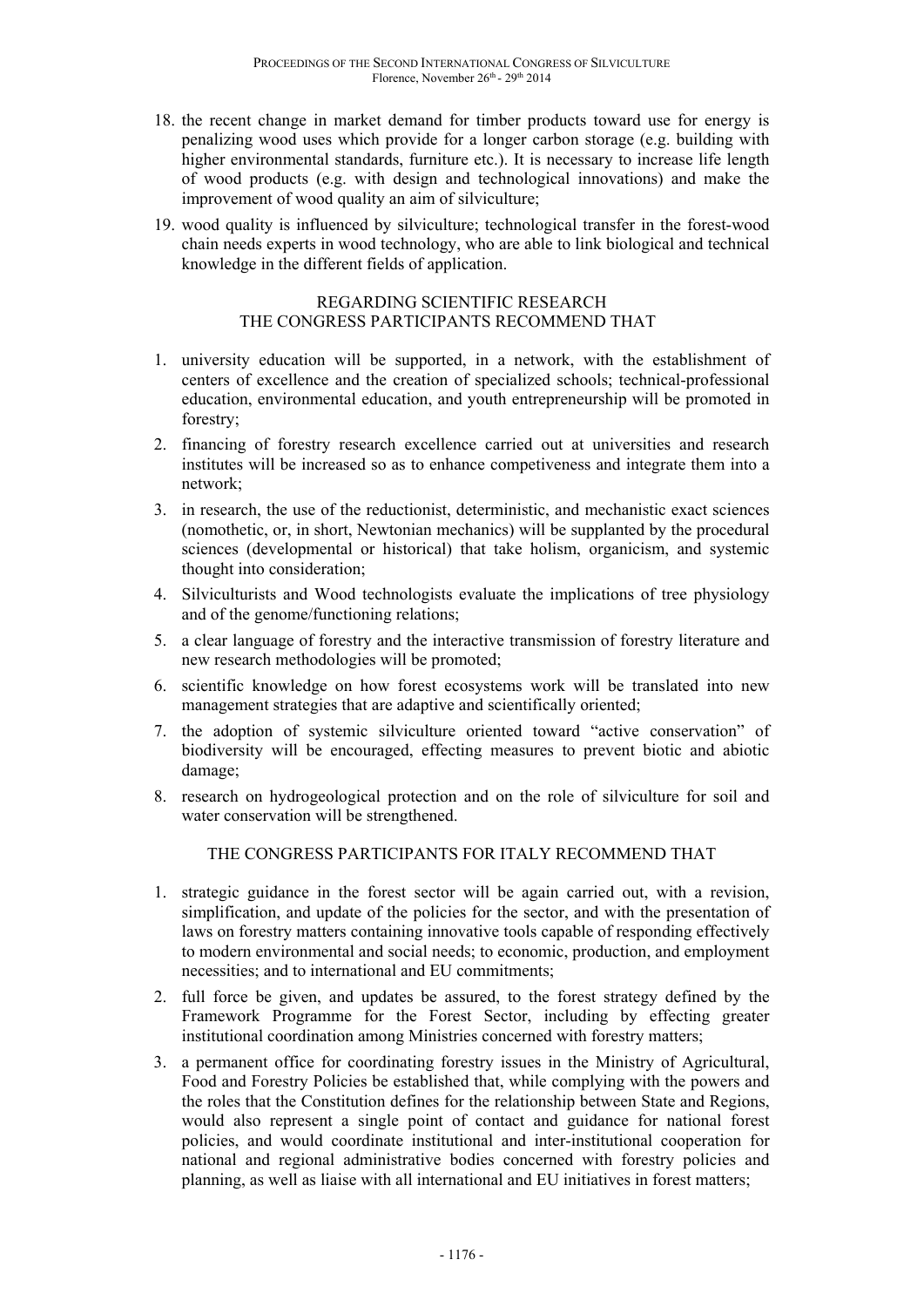18. the recent change in market demand for timber products toward use for energy is penalizing wood uses which provide for a longer carbon storage (e.g. building with higher environmental standards, furniture etc.). It is necessary to increase life length of wood products (e.g. with design and technological innovations) and make the improvement of wood quality an aim of silviculture;
19. wood quality is influenced by silviculture; technological transfer in the forest-wood chain needs experts in wood technology, who are able to link biological and technical knowledge in the different fields of application.

## REGARDING SCIENTIFIC RESEARCH THE CONGRESS PARTICIPANTS RECOMMEND THAT

1. university education will be supported, in a network, with the establishment of centers of excellence and the creation of specialized schools; technical-professional education, environmental education, and youth entrepreneurship will be promoted in forestry;
2. financing of forestry research excellence carried out at universities and research institutes will be increased so as to enhance competiveness and integrate them into a network;
3. in research, the use of the reductionist, deterministic, and mechanistic exact sciences (nomothetic, or, in short, Newtonian mechanics) will be supplanted by the procedural sciences (developmental or historical) that take holism, organicism, and systemic thought into consideration;
4. Silviculturists and Wood technologists evaluate the implications of tree physiology and of the genome/functioning relations;
5. a clear language of forestry and the interactive transmission of forestry literature and new research methodologies will be promoted;
6. scientific knowledge on how forest ecosystems work will be translated into new management strategies that are adaptive and scientifically oriented;
7. the adoption of systemic silviculture oriented toward "active conservation" of biodiversity will be encouraged, effecting measures to prevent biotic and abiotic damage;
8. research on hydrogeological protection and on the role of silviculture for soil and water conservation will be strengthened.

## THE CONGRESS PARTICIPANTS FOR ITALY RECOMMEND THAT

1. strategic guidance in the forest sector will be again carried out, with a revision, simplification, and update of the policies for the sector, and with the presentation of laws on forestry matters containing innovative tools capable of responding effectively to modern environmental and social needs; to economic, production, and employment necessities; and to international and EU commitments;
2. full force be given, and updates be assured, to the forest strategy defined by the Framework Programme for the Forest Sector, including by effecting greater institutional coordination among Ministries concerned with forestry matters;
3. a permanent office for coordinating forestry issues in the Ministry of Agricultural, Food and Forestry Policies be established that, while complying with the powers and the roles that the Constitution defines for the relationship between State and Regions, would also represent a single point of contact and guidance for national forest policies, and would coordinate institutional and inter-institutional cooperation for national and regional administrative bodies concerned with forestry policies and planning, as well as liaise with all international and EU initiatives in forest matters;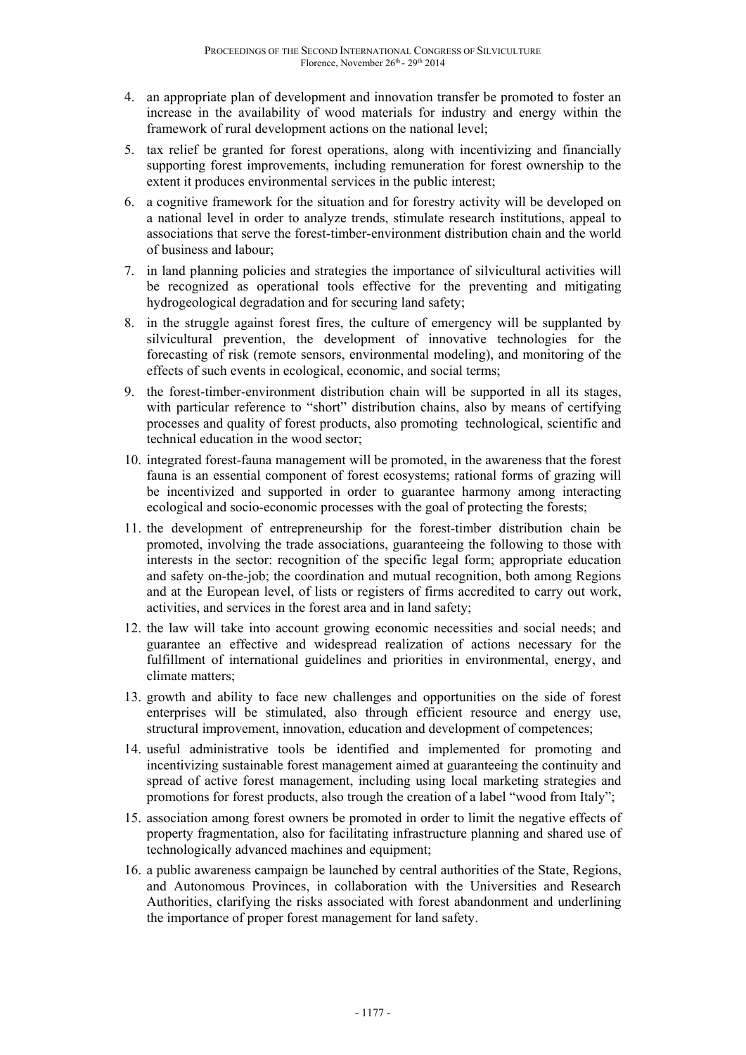4. an appropriate plan of development and innovation transfer be promoted to foster an increase in the availability of wood materials for industry and energy within the framework of rural development actions on the national level;
5. tax relief be granted for forest operations, along with incentivizing and financially supporting forest improvements, including remuneration for forest ownership to the extent it produces environmental services in the public interest;
6. a cognitive framework for the situation and for forestry activity will be developed on a national level in order to analyze trends, stimulate research institutions, appeal to associations that serve the forest-timber-environment distribution chain and the world of business and labour;
7. in land planning policies and strategies the importance of silvicultural activities will be recognized as operational tools effective for the preventing and mitigating hydrogeological degradation and for securing land safety;
8. in the struggle against forest fires, the culture of emergency will be supplanted by silvicultural prevention, the development of innovative technologies for the forecasting of risk (remote sensors, environmental modeling), and monitoring of the effects of such events in ecological, economic, and social terms;
9. the forest-timber-environment distribution chain will be supported in all its stages, with particular reference to "short" distribution chains, also by means of certifying processes and quality of forest products, also promoting technological, scientific and technical education in the wood sector;
10. integrated forest-fauna management will be promoted, in the awareness that the forest fauna is an essential component of forest ecosystems; rational forms of grazing will be incentivized and supported in order to guarantee harmony among interacting ecological and socio-economic processes with the goal of protecting the forests;
11. the development of entrepreneurship for the forest-timber distribution chain be promoted, involving the trade associations, guaranteeing the following to those with interests in the sector: recognition of the specific legal form; appropriate education and safety on-the-job; the coordination and mutual recognition, both among Regions and at the European level, of lists or registers of firms accredited to carry out work, activities, and services in the forest area and in land safety;
12. the law will take into account growing economic necessities and social needs; and guarantee an effective and widespread realization of actions necessary for the fulfillment of international guidelines and priorities in environmental, energy, and climate matters;
13. growth and ability to face new challenges and opportunities on the side of forest enterprises will be stimulated, also through efficient resource and energy use, structural improvement, innovation, education and development of competences;
14. useful administrative tools be identified and implemented for promoting and incentivizing sustainable forest management aimed at guaranteeing the continuity and spread of active forest management, including using local marketing strategies and promotions for forest products, also trough the creation of a label "wood from Italy";
15. association among forest owners be promoted in order to limit the negative effects of property fragmentation, also for facilitating infrastructure planning and shared use of technologically advanced machines and equipment;
16. a public awareness campaign be launched by central authorities of the State, Regions, and Autonomous Provinces, in collaboration with the Universities and Research Authorities, clarifying the risks associated with forest abandonment and underlining the importance of proper forest management for land safety.